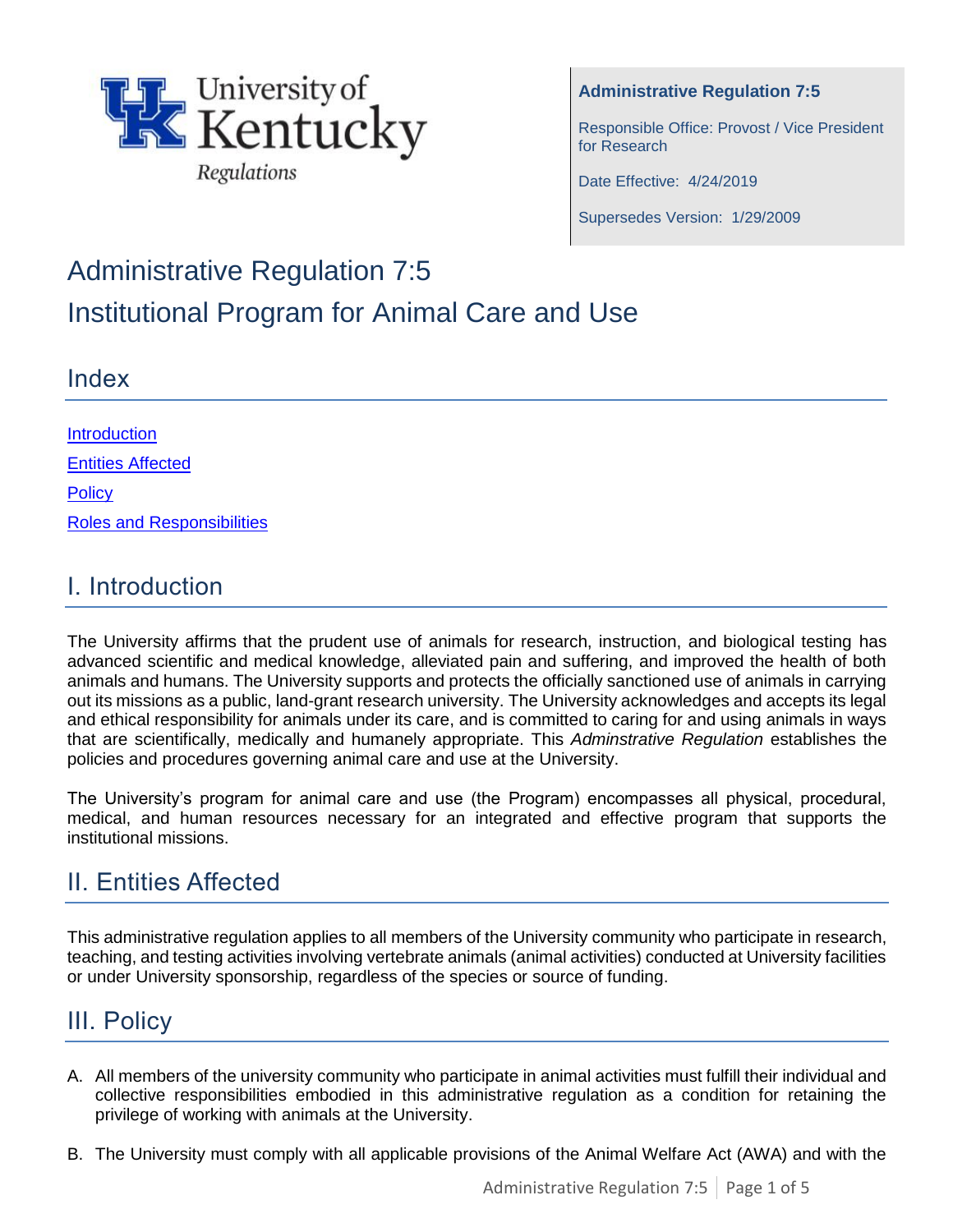University of Kentucky Regulations

**Administrative Regulation 7:5**

Responsible Office: Provost / Vice President for Research

Date Effective: 4/24/2019

Supersedes Version: 1/29/2009

# Administrative Regulation 7:5

# Institutional Program for Animal Care and Use

## Index

[Introduction](#i-introduction)

[Entities Affected](#ii-entities-affected)

[Policy](#iii-policy)

[Roles and Responsibilities](#)

## I. Introduction

The University affirms that the prudent use of animals for research, instruction, and biological testing has advanced scientific and medical knowledge, alleviated pain and suffering, and improved the health of both animals and humans. The University supports and protects the officially sanctioned use of animals in carrying out its missions as a public, land-grant research university. The University acknowledges and accepts its legal and ethical responsibility for animals under its care, and is committed to caring for and using animals in ways that are scientifically, medically and humanely appropriate. This *Adminstrative Regulation* establishes the policies and procedures governing animal care and use at the University.

The University's program for animal care and use (the Program) encompasses all physical, procedural, medical, and human resources necessary for an integrated and effective program that supports the institutional missions.

## II. Entities Affected

This administrative regulation applies to all members of the University community who participate in research, teaching, and testing activities involving vertebrate animals (animal activities) conducted at University facilities or under University sponsorship, regardless of the species or source of funding.

## III. Policy

A. All members of the university community who participate in animal activities must fulfill their individual and collective responsibilities embodied in this administrative regulation as a condition for retaining the privilege of working with animals at the University.

B. The University must comply with all applicable provisions of the Animal Welfare Act (AWA) and with the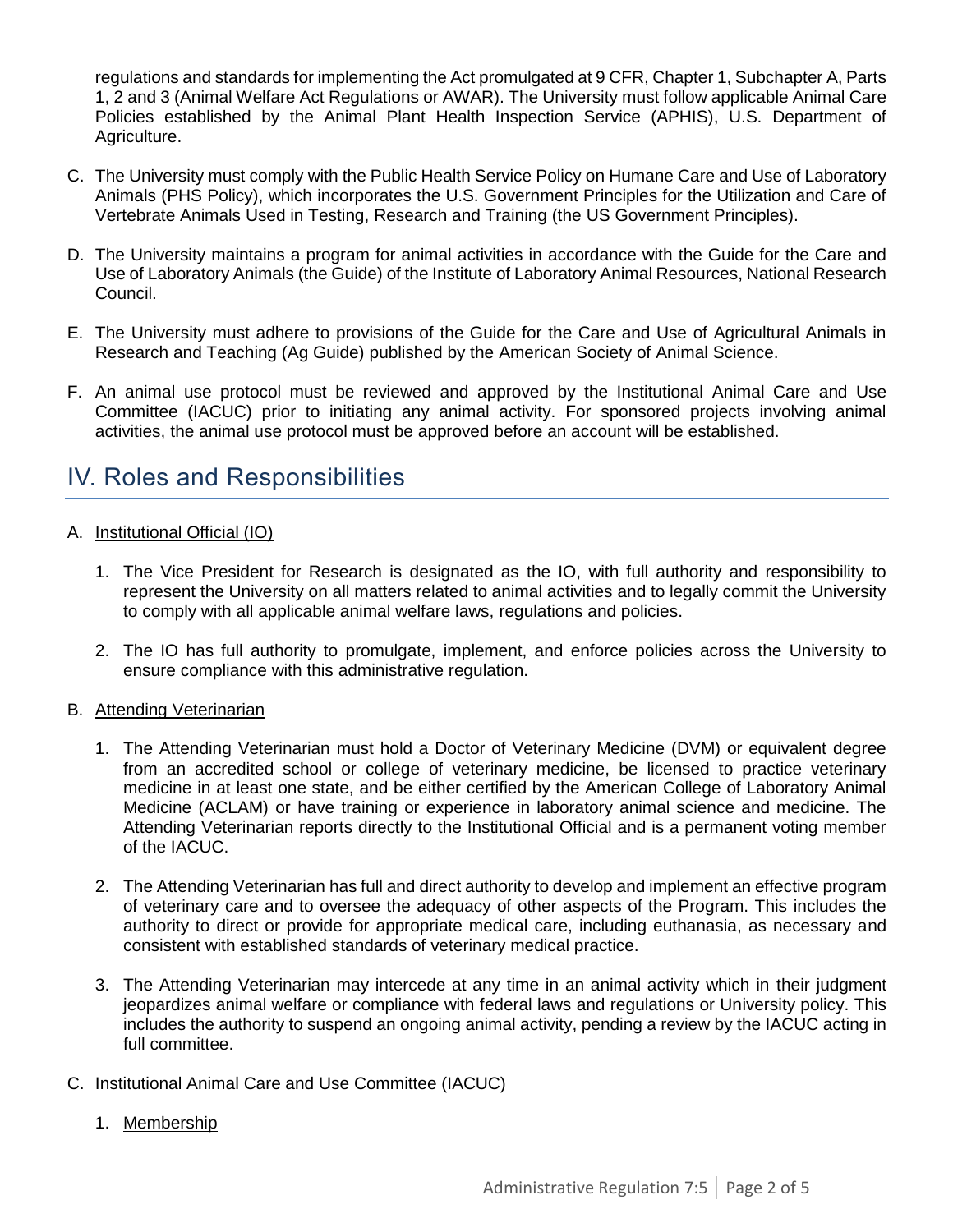regulations and standards for implementing the Act promulgated at 9 CFR, Chapter 1, Subchapter A, Parts 1, 2 and 3 (Animal Welfare Act Regulations or AWAR). The University must follow applicable Animal Care Policies established by the Animal Plant Health Inspection Service (APHIS), U.S. Department of Agriculture.

C. The University must comply with the Public Health Service Policy on Humane Care and Use of Laboratory Animals (PHS Policy), which incorporates the U.S. Government Principles for the Utilization and Care of Vertebrate Animals Used in Testing, Research and Training (the US Government Principles).

D. The University maintains a program for animal activities in accordance with the Guide for the Care and Use of Laboratory Animals (the Guide) of the Institute of Laboratory Animal Resources, National Research Council.

E. The University must adhere to provisions of the Guide for the Care and Use of Agricultural Animals in Research and Teaching (Ag Guide) published by the American Society of Animal Science.

F. An animal use protocol must be reviewed and approved by the Institutional Animal Care and Use Committee (IACUC) prior to initiating any animal activity. For sponsored projects involving animal activities, the animal use protocol must be approved before an account will be established.

## IV. Roles and Responsibilities

A. Institutional Official (IO)

1. The Vice President for Research is designated as the IO, with full authority and responsibility to represent the University on all matters related to animal activities and to legally commit the University to comply with all applicable animal welfare laws, regulations and policies.

2. The IO has full authority to promulgate, implement, and enforce policies across the University to ensure compliance with this administrative regulation.

B. Attending Veterinarian

1. The Attending Veterinarian must hold a Doctor of Veterinary Medicine (DVM) or equivalent degree from an accredited school or college of veterinary medicine, be licensed to practice veterinary medicine in at least one state, and be either certified by the American College of Laboratory Animal Medicine (ACLAM) or have training or experience in laboratory animal science and medicine. The Attending Veterinarian reports directly to the Institutional Official and is a permanent voting member of the IACUC.

2. The Attending Veterinarian has full and direct authority to develop and implement an effective program of veterinary care and to oversee the adequacy of other aspects of the Program. This includes the authority to direct or provide for appropriate medical care, including euthanasia, as necessary and consistent with established standards of veterinary medical practice.

3. The Attending Veterinarian may intercede at any time in an animal activity which in their judgment jeopardizes animal welfare or compliance with federal laws and regulations or University policy. This includes the authority to suspend an ongoing animal activity, pending a review by the IACUC acting in full committee.

C. Institutional Animal Care and Use Committee (IACUC)

1. Membership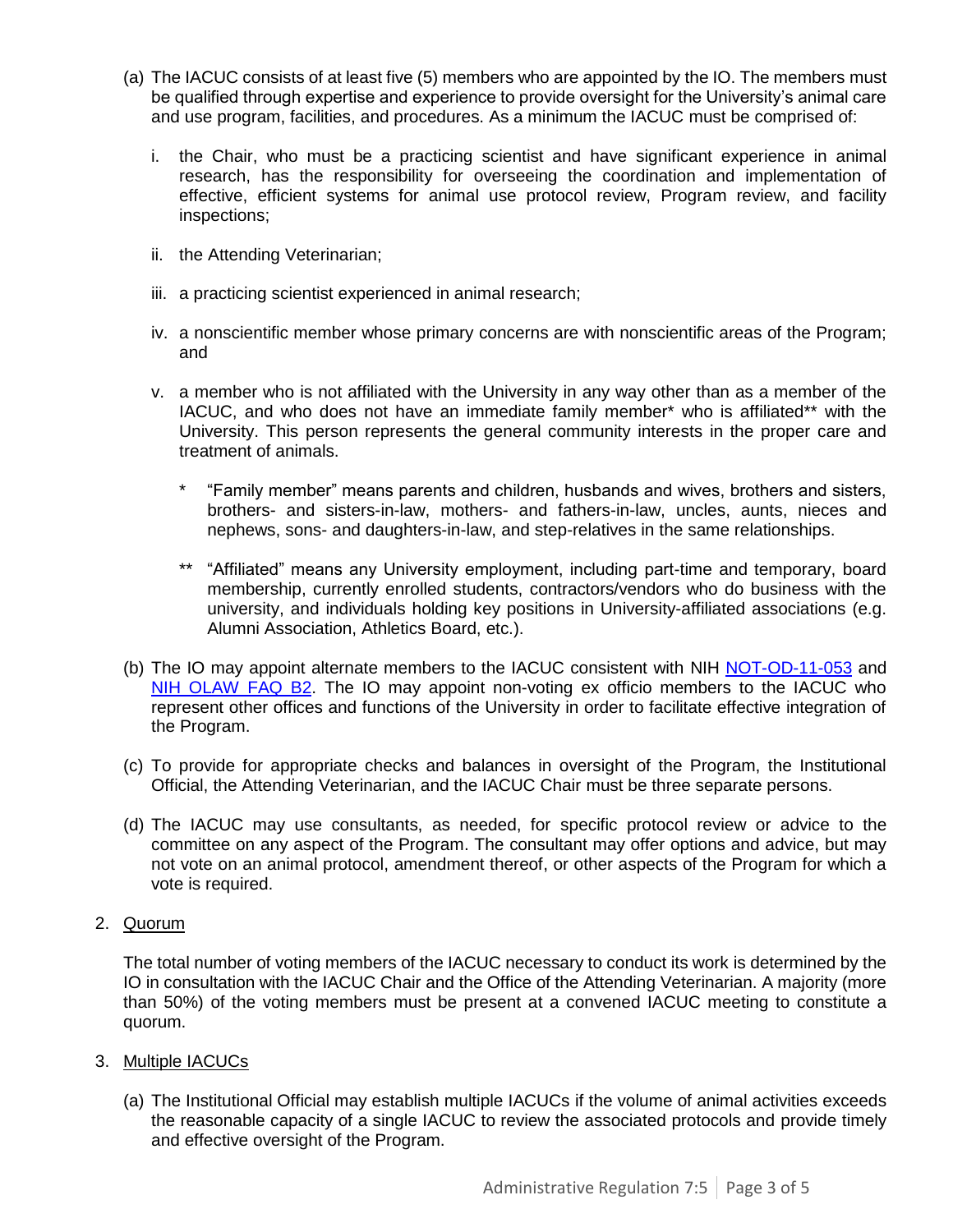(a) The IACUC consists of at least five (5) members who are appointed by the IO. The members must be qualified through expertise and experience to provide oversight for the University's animal care and use program, facilities, and procedures. As a minimum the IACUC must be comprised of:

i. the Chair, who must be a practicing scientist and have significant experience in animal research, has the responsibility for overseeing the coordination and implementation of effective, efficient systems for animal use protocol review, Program review, and facility inspections;

ii. the Attending Veterinarian;

iii. a practicing scientist experienced in animal research;

iv. a nonscientific member whose primary concerns are with nonscientific areas of the Program; and

v. a member who is not affiliated with the University in any way other than as a member of the IACUC, and who does not have an immediate family member* who is affiliated** with the University. This person represents the general community interests in the proper care and treatment of animals.

\* "Family member" means parents and children, husbands and wives, brothers and sisters, brothers- and sisters-in-law, mothers- and fathers-in-law, uncles, aunts, nieces and nephews, sons- and daughters-in-law, and step-relatives in the same relationships.

\*\* "Affiliated" means any University employment, including part-time and temporary, board membership, currently enrolled students, contractors/vendors who do business with the university, and individuals holding key positions in University-affiliated associations (e.g. Alumni Association, Athletics Board, etc.).

(b) The IO may appoint alternate members to the IACUC consistent with NIH NOT-OD-11-053 and NIH OLAW FAQ B2. The IO may appoint non-voting ex officio members to the IACUC who represent other offices and functions of the University in order to facilitate effective integration of the Program.

(c) To provide for appropriate checks and balances in oversight of the Program, the Institutional Official, the Attending Veterinarian, and the IACUC Chair must be three separate persons.

(d) The IACUC may use consultants, as needed, for specific protocol review or advice to the committee on any aspect of the Program. The consultant may offer options and advice, but may not vote on an animal protocol, amendment thereof, or other aspects of the Program for which a vote is required.

2. Quorum

The total number of voting members of the IACUC necessary to conduct its work is determined by the IO in consultation with the IACUC Chair and the Office of the Attending Veterinarian. A majority (more than 50%) of the voting members must be present at a convened IACUC meeting to constitute a quorum.

3. Multiple IACUCs

(a) The Institutional Official may establish multiple IACUCs if the volume of animal activities exceeds the reasonable capacity of a single IACUC to review the associated protocols and provide timely and effective oversight of the Program.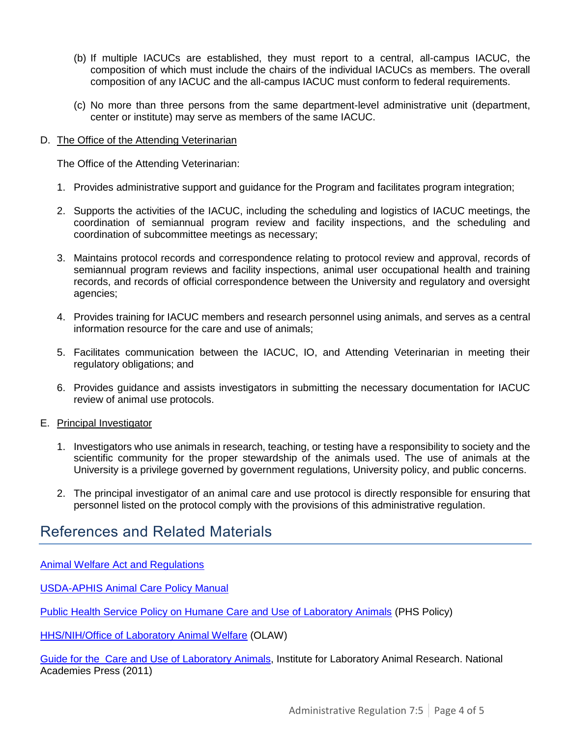(b) If multiple IACUCs are established, they must report to a central, all-campus IACUC, the composition of which must include the chairs of the individual IACUCs as members. The overall composition of any IACUC and the all-campus IACUC must conform to federal requirements.

(c) No more than three persons from the same department-level administrative unit (department, center or institute) may serve as members of the same IACUC.

D. The Office of the Attending Veterinarian

The Office of the Attending Veterinarian:

1. Provides administrative support and guidance for the Program and facilitates program integration;

2. Supports the activities of the IACUC, including the scheduling and logistics of IACUC meetings, the coordination of semiannual program review and facility inspections, and the scheduling and coordination of subcommittee meetings as necessary;

3. Maintains protocol records and correspondence relating to protocol review and approval, records of semiannual program reviews and facility inspections, animal user occupational health and training records, and records of official correspondence between the University and regulatory and oversight agencies;

4. Provides training for IACUC members and research personnel using animals, and serves as a central information resource for the care and use of animals;

5. Facilitates communication between the IACUC, IO, and Attending Veterinarian in meeting their regulatory obligations; and

6. Provides guidance and assists investigators in submitting the necessary documentation for IACUC review of animal use protocols.

E. Principal Investigator

1. Investigators who use animals in research, teaching, or testing have a responsibility to society and the scientific community for the proper stewardship of the animals used. The use of animals at the University is a privilege governed by government regulations, University policy, and public concerns.

2. The principal investigator of an animal care and use protocol is directly responsible for ensuring that personnel listed on the protocol comply with the provisions of this administrative regulation.

## References and Related Materials

Animal Welfare Act and Regulations

USDA-APHIS Animal Care Policy Manual

Public Health Service Policy on Humane Care and Use of Laboratory Animals (PHS Policy)

HHS/NIH/Office of Laboratory Animal Welfare (OLAW)

Guide for the Care and Use of Laboratory Animals, Institute for Laboratory Animal Research. National Academies Press (2011)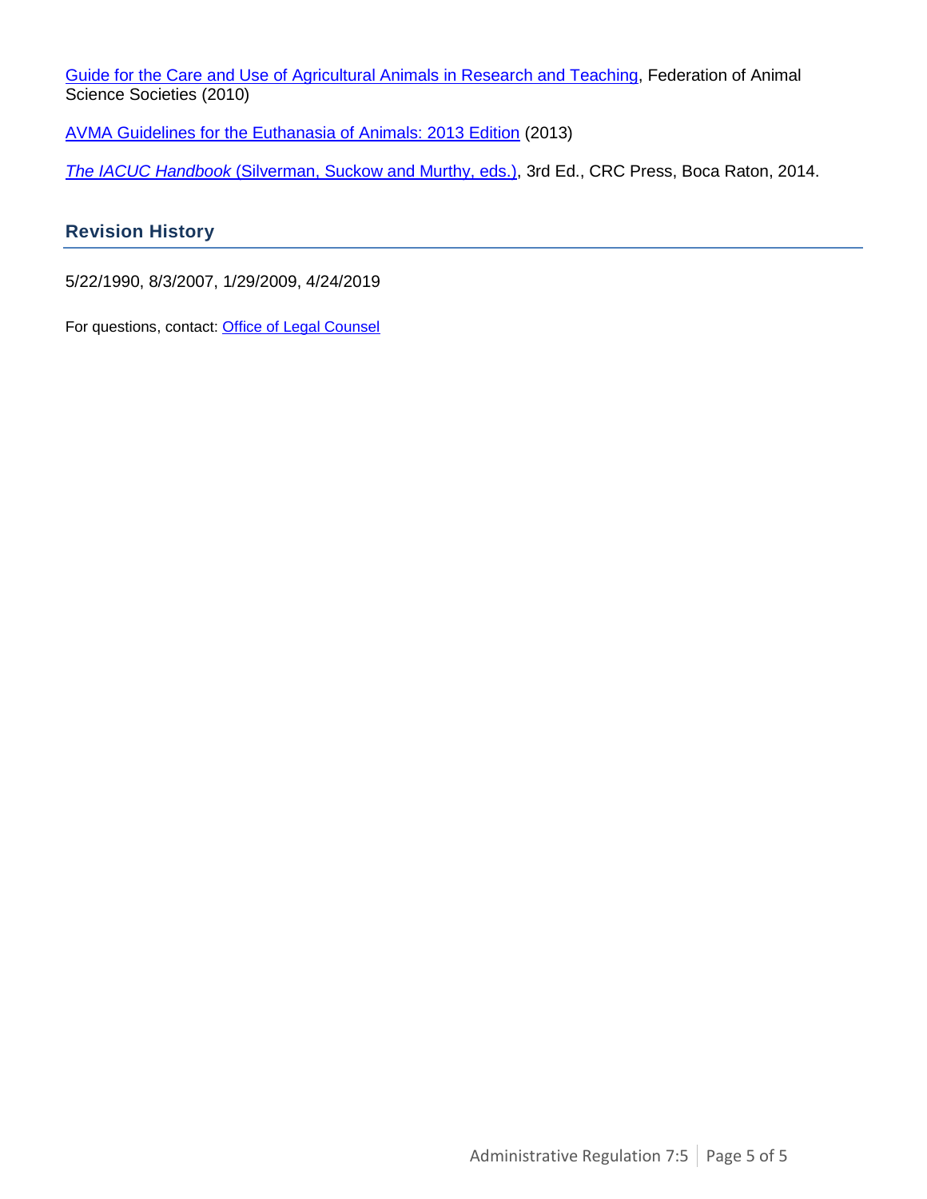Guide for the Care and Use of Agricultural Animals in Research and Teaching, Federation of Animal Science Societies (2010)

AVMA Guidelines for the Euthanasia of Animals: 2013 Edition (2013)

*The IACUC Handbook* (Silverman, Suckow and Murthy, eds.), 3rd Ed., CRC Press, Boca Raton, 2014.

## Revision History

5/22/1990, 8/3/2007, 1/29/2009, 4/24/2019

For questions, contact: Office of Legal Counsel